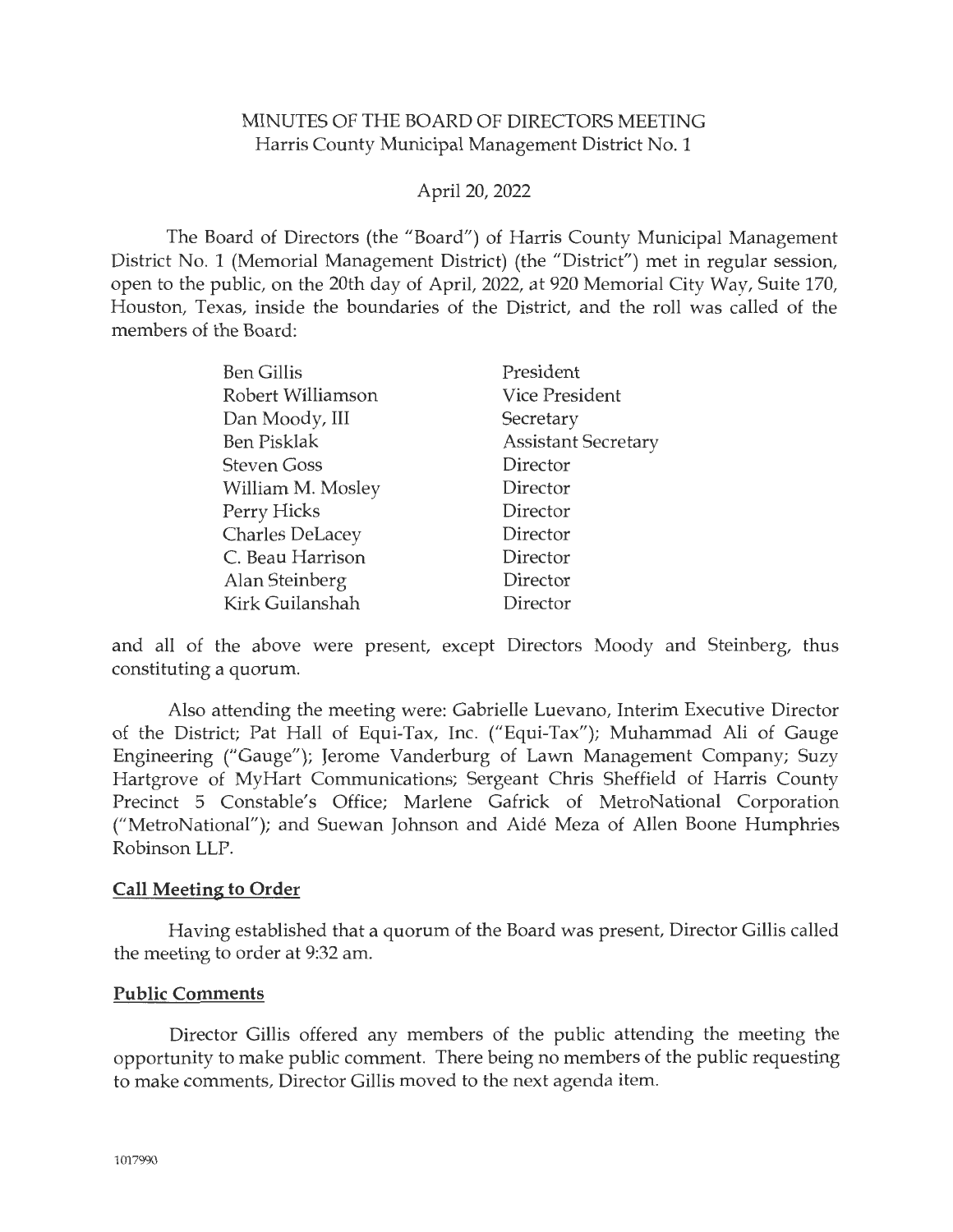# MINUTES OF THE BOARD OF DIRECTORS MEETING
Harris County Municipal Management District No. 1

April 20, 2022

The Board of Directors (the "Board") of Harris County Municipal Management District No. 1 (Memorial Management District) (the "District") met in regular session, open to the public, on the 20th day of April, 2022, at 920 Memorial City Way, Suite 170, Houston, Texas, inside the boundaries of the District, and the roll was called of the members of the Board:

| | |
|---|---|
| Ben Gillis | President |
| Robert Williamson | Vice President |
| Dan Moody, III | Secretary |
| Ben Pisklak | Assistant Secretary |
| Steven Goss | Director |
| William M. Mosley | Director |
| Perry Hicks | Director |
| Charles DeLacey | Director |
| C. Beau Harrison | Director |
| Alan Steinberg | Director |
| Kirk Guilanshah | Director |

and all of the above were present, except Directors Moody and Steinberg, thus constituting a quorum.

Also attending the meeting were: Gabrielle Luevano, Interim Executive Director of the District; Pat Hall of Equi-Tax, Inc. ("Equi-Tax"); Muhammad Ali of Gauge Engineering ("Gauge"); Jerome Vanderburg of Lawn Management Company; Suzy Hartgrove of MyHart Communications; Sergeant Chris Sheffield of Harris County Precinct 5 Constable's Office; Marlene Gafrick of MetroNational Corporation ("MetroNational"); and Suewan Johnson and Aidé Meza of Allen Boone Humphries Robinson LLP.

## Call Meeting to Order

Having established that a quorum of the Board was present, Director Gillis called the meeting to order at 9:32 am.

## Public Comments

Director Gillis offered any members of the public attending the meeting the opportunity to make public comment. There being no members of the public requesting to make comments, Director Gillis moved to the next agenda item.

1017990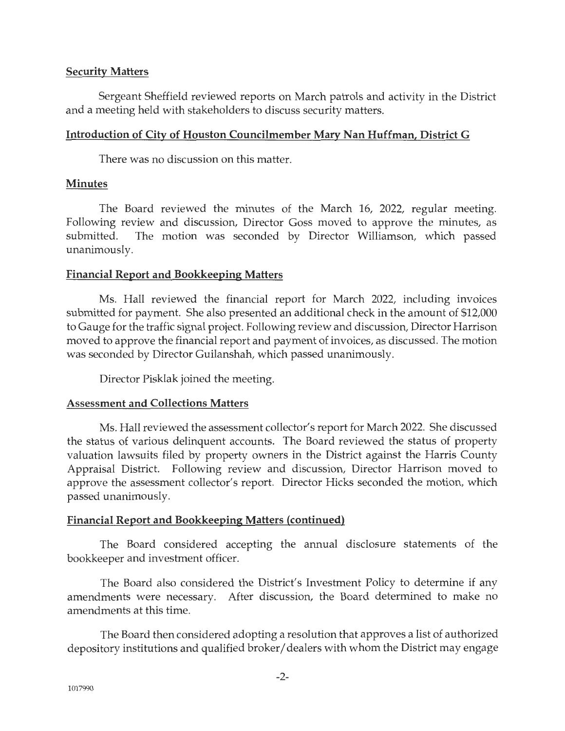**Security Matters**

Sergeant Sheffield reviewed reports on March patrols and activity in the District and a meeting held with stakeholders to discuss security matters.

**Introduction of City of Houston Councilmember Mary Nan Huffman, District G**

There was no discussion on this matter.

**Minutes**

The Board reviewed the minutes of the March 16, 2022, regular meeting. Following review and discussion, Director Goss moved to approve the minutes, as submitted. The motion was seconded by Director Williamson, which passed unanimously.

**Financial Report and Bookkeeping Matters**

Ms. Hall reviewed the financial report for March 2022, including invoices submitted for payment. She also presented an additional check in the amount of $12,000 to Gauge for the traffic signal project. Following review and discussion, Director Harrison moved to approve the financial report and payment of invoices, as discussed. The motion was seconded by Director Guilanshah, which passed unanimously.

Director Pisklak joined the meeting.

**Assessment and Collections Matters**

Ms. Hall reviewed the assessment collector's report for March 2022. She discussed the status of various delinquent accounts. The Board reviewed the status of property valuation lawsuits filed by property owners in the District against the Harris County Appraisal District. Following review and discussion, Director Harrison moved to approve the assessment collector's report. Director Hicks seconded the motion, which passed unanimously.

**Financial Report and Bookkeeping Matters (continued)**

The Board considered accepting the annual disclosure statements of the bookkeeper and investment officer.

The Board also considered the District's Investment Policy to determine if any amendments were necessary. After discussion, the Board determined to make no amendments at this time.

The Board then considered adopting a resolution that approves a list of authorized depository institutions and qualified broker/dealers with whom the District may engage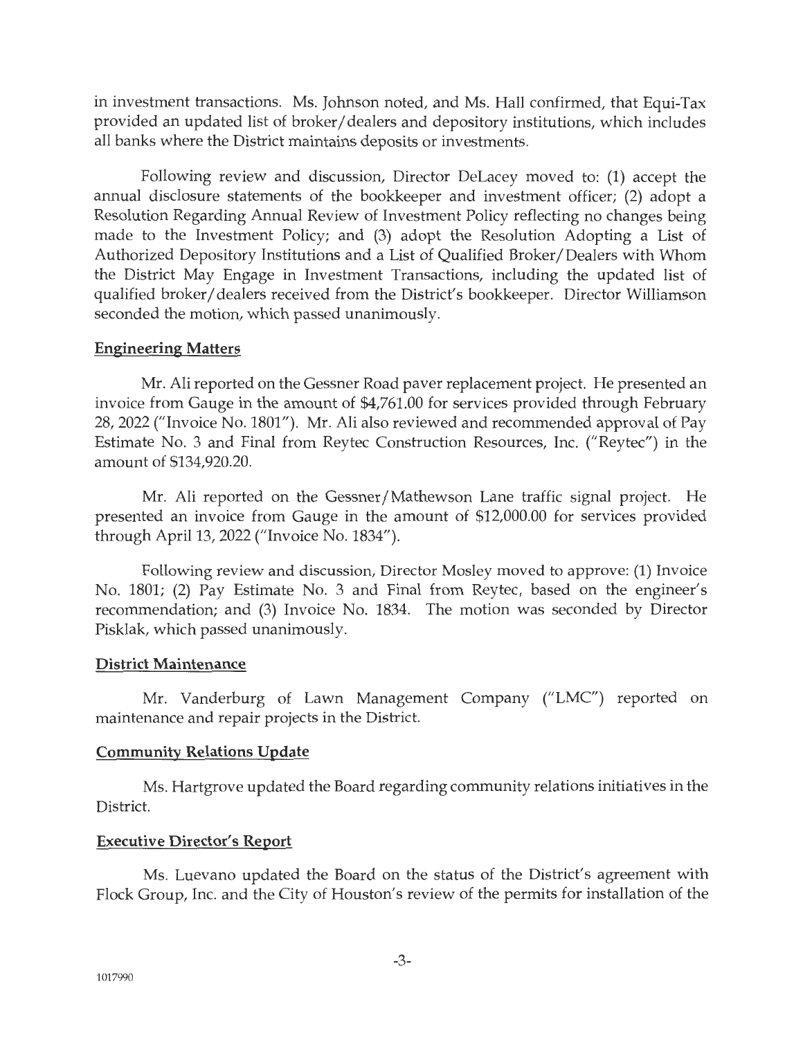in investment transactions. Ms. Johnson noted, and Ms. Hall confirmed, that Equi-Tax provided an updated list of broker/dealers and depository institutions, which includes all banks where the District maintains deposits or investments.

Following review and discussion, Director DeLacey moved to: (1) accept the annual disclosure statements of the bookkeeper and investment officer; (2) adopt a Resolution Regarding Annual Review of Investment Policy reflecting no changes being made to the Investment Policy; and (3) adopt the Resolution Adopting a List of Authorized Depository Institutions and a List of Qualified Broker/Dealers with Whom the District May Engage in Investment Transactions, including the updated list of qualified broker/dealers received from the District's bookkeeper. Director Williamson seconded the motion, which passed unanimously.

## Engineering Matters

Mr. Ali reported on the Gessner Road paver replacement project. He presented an invoice from Gauge in the amount of $4,761.00 for services provided through February 28, 2022 ("Invoice No. 1801"). Mr. Ali also reviewed and recommended approval of Pay Estimate No. 3 and Final from Reytec Construction Resources, Inc. ("Reytec") in the amount of $134,920.20.

Mr. Ali reported on the Gessner/Mathewson Lane traffic signal project. He presented an invoice from Gauge in the amount of $12,000.00 for services provided through April 13, 2022 ("Invoice No. 1834").

Following review and discussion, Director Mosley moved to approve: (1) Invoice No. 1801; (2) Pay Estimate No. 3 and Final from Reytec, based on the engineer's recommendation; and (3) Invoice No. 1834. The motion was seconded by Director Pisklak, which passed unanimously.

## District Maintenance

Mr. Vanderburg of Lawn Management Company ("LMC") reported on maintenance and repair projects in the District.

## Community Relations Update

Ms. Hartgrove updated the Board regarding community relations initiatives in the District.

## Executive Director's Report

Ms. Luevano updated the Board on the status of the District's agreement with Flock Group, Inc. and the City of Houston's review of the permits for installation of the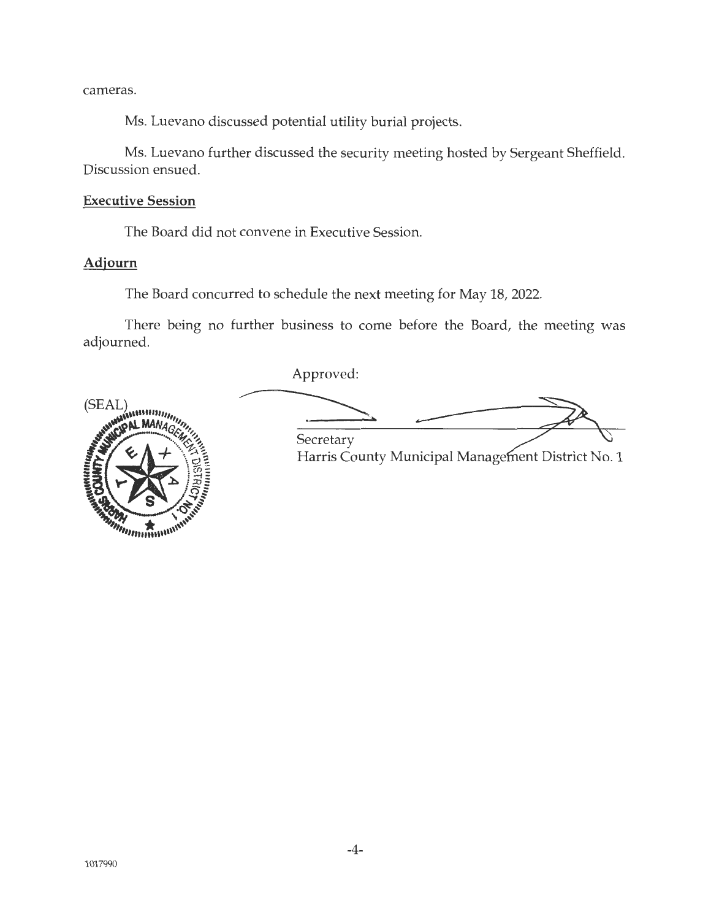cameras.

Ms. Luevano discussed potential utility burial projects.

Ms. Luevano further discussed the security meeting hosted by Sergeant Sheffield. Discussion ensued.

**Executive Session**

The Board did not convene in Executive Session.

**Adjourn**

The Board concurred to schedule the next meeting for May 18, 2022.

There being no further business to come before the Board, the meeting was adjourned.

Approved:

(SEAL)

Secretary
Harris County Municipal Management District No. 1

1017990